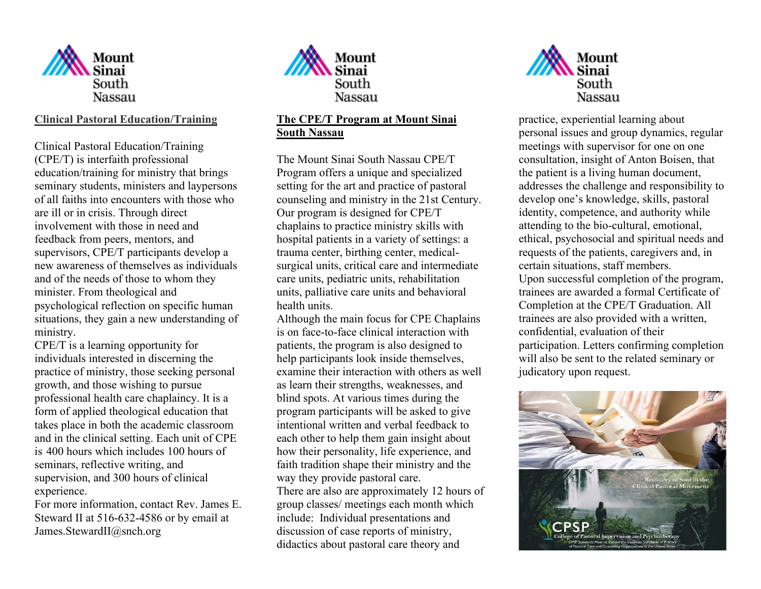Mount Sinai South Nassau

## Clinical Pastoral Education/Training

Clinical Pastoral Education/Training (CPE/T) is interfaith professional education/training for ministry that brings seminary students, ministers and laypersons of all faiths into encounters with those who are ill or in crisis. Through direct involvement with those in need and feedback from peers, mentors, and supervisors, CPE/T participants develop a new awareness of themselves as individuals and of the needs of those to whom they minister. From theological and psychological reflection on specific human situations, they gain a new understanding of ministry.

CPE/T is a learning opportunity for individuals interested in discerning the practice of ministry, those seeking personal growth, and those wishing to pursue professional health care chaplaincy. It is a form of applied theological education that takes place in both the academic classroom and in the clinical setting. Each unit of CPE is 400 hours which includes 100 hours of seminars, reflective writing, and supervision, and 300 hours of clinical experience.

For more information, contact Rev. James E. Steward II at 516-632-4586 or by email at James.StewardII@snch.org

Mount Sinai South Nassau

## The CPE/T Program at Mount Sinai South Nassau

The Mount Sinai South Nassau CPE/T Program offers a unique and specialized setting for the art and practice of pastoral counseling and ministry in the 21st Century. Our program is designed for CPE/T chaplains to practice ministry skills with hospital patients in a variety of settings: a trauma center, birthing center, medical-surgical units, critical care and intermediate care units, pediatric units, rehabilitation units, palliative care units and behavioral health units.

Although the main focus for CPE Chaplains is on face-to-face clinical interaction with patients, the program is also designed to help participants look inside themselves, examine their interaction with others as well as learn their strengths, weaknesses, and blind spots. At various times during the program participants will be asked to give intentional written and verbal feedback to each other to help them gain insight about how their personality, life experience, and faith tradition shape their ministry and the way they provide pastoral care.

There are also are approximately 12 hours of group classes/ meetings each month which include: Individual presentations and discussion of case reports of ministry, didactics about pastoral care theory and practice, experiential learning about personal issues and group dynamics, regular meetings with supervisor for one on one consultation, insight of Anton Boisen, that the patient is a living human document, addresses the challenge and responsibility to develop one's knowledge, skills, pastoral identity, competence, and authority while attending to the bio-cultural, emotional, ethical, psychosocial and spiritual needs and requests of the patients, caregivers and, in certain situations, staff members.

Upon successful completion of the program, trainees are awarded a formal Certificate of Completion at the CPE/T Graduation. All trainees are also provided with a written, confidential, evaluation of their participation. Letters confirming completion will also be sent to the related seminary or judicatory upon request.

Recovery of Soul in the Clinical Pastoral Movement

CPSP College of Pastoral Supervision and Psychotherapy

CPSP Standards Meet or Exceed the Common Standards of Practice of Pastoral Care and Counseling Organizations in the United States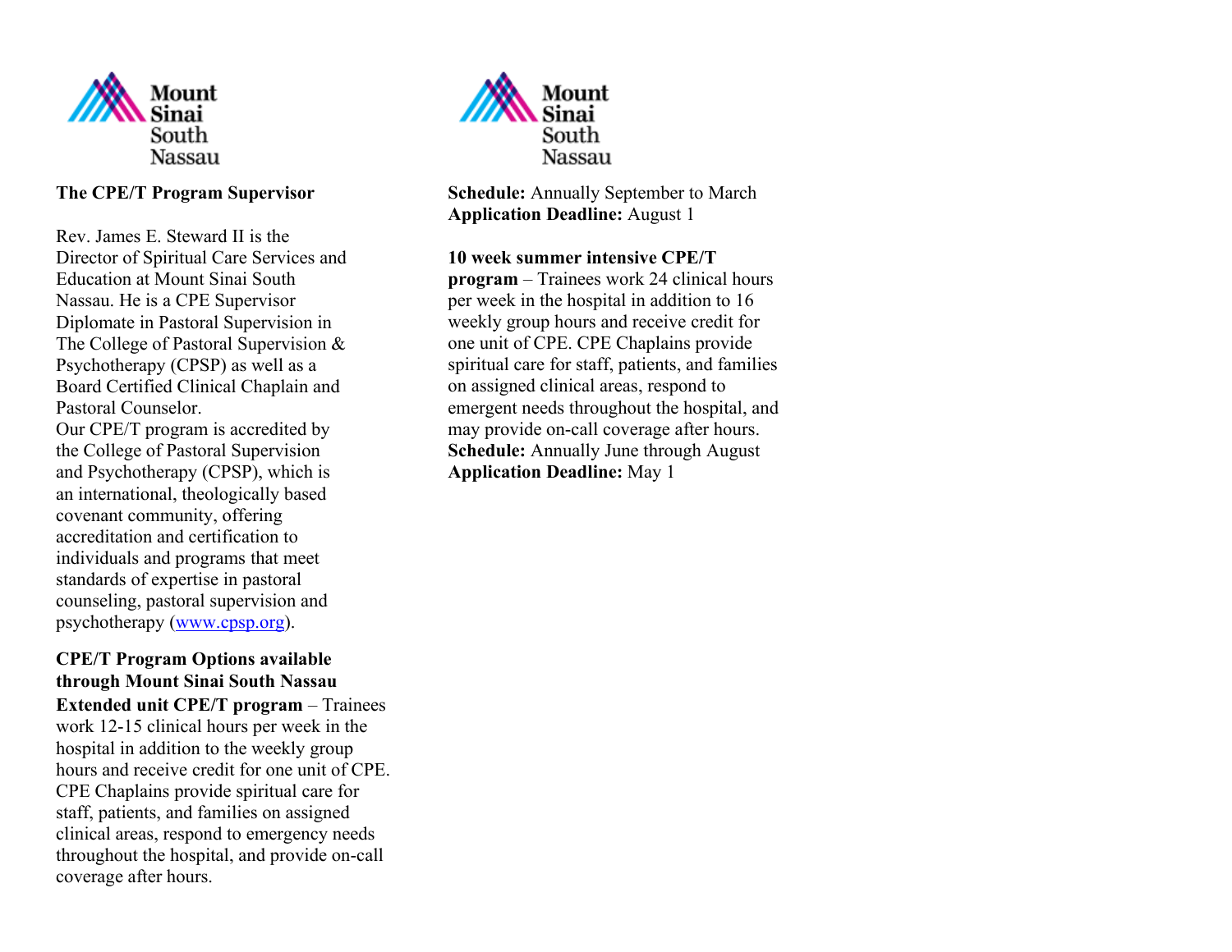Mount Sinai South Nassau

## The CPE/T Program Supervisor

Rev. James E. Steward II is the Director of Spiritual Care Services and Education at Mount Sinai South Nassau. He is a CPE Supervisor Diplomate in Pastoral Supervision in The College of Pastoral Supervision & Psychotherapy (CPSP) as well as a Board Certified Clinical Chaplain and Pastoral Counselor.
Our CPE/T program is accredited by the College of Pastoral Supervision and Psychotherapy (CPSP), which is an international, theologically based covenant community, offering accreditation and certification to individuals and programs that meet standards of expertise in pastoral counseling, pastoral supervision and psychotherapy ([www.cpsp.org](http://www.cpsp.org)).

## CPE/T Program Options available through Mount Sinai South Nassau

**Extended unit CPE/T program** – Trainees work 12-15 clinical hours per week in the hospital in addition to the weekly group hours and receive credit for one unit of CPE. CPE Chaplains provide spiritual care for staff, patients, and families on assigned clinical areas, respond to emergency needs throughout the hospital, and provide on-call coverage after hours.

Mount Sinai South Nassau

**Schedule:** Annually September to March
**Application Deadline:** August 1

**10 week summer intensive CPE/T program** – Trainees work 24 clinical hours per week in the hospital in addition to 16 weekly group hours and receive credit for one unit of CPE. CPE Chaplains provide spiritual care for staff, patients, and families on assigned clinical areas, respond to emergent needs throughout the hospital, and may provide on-call coverage after hours.
**Schedule:** Annually June through August
**Application Deadline:** May 1